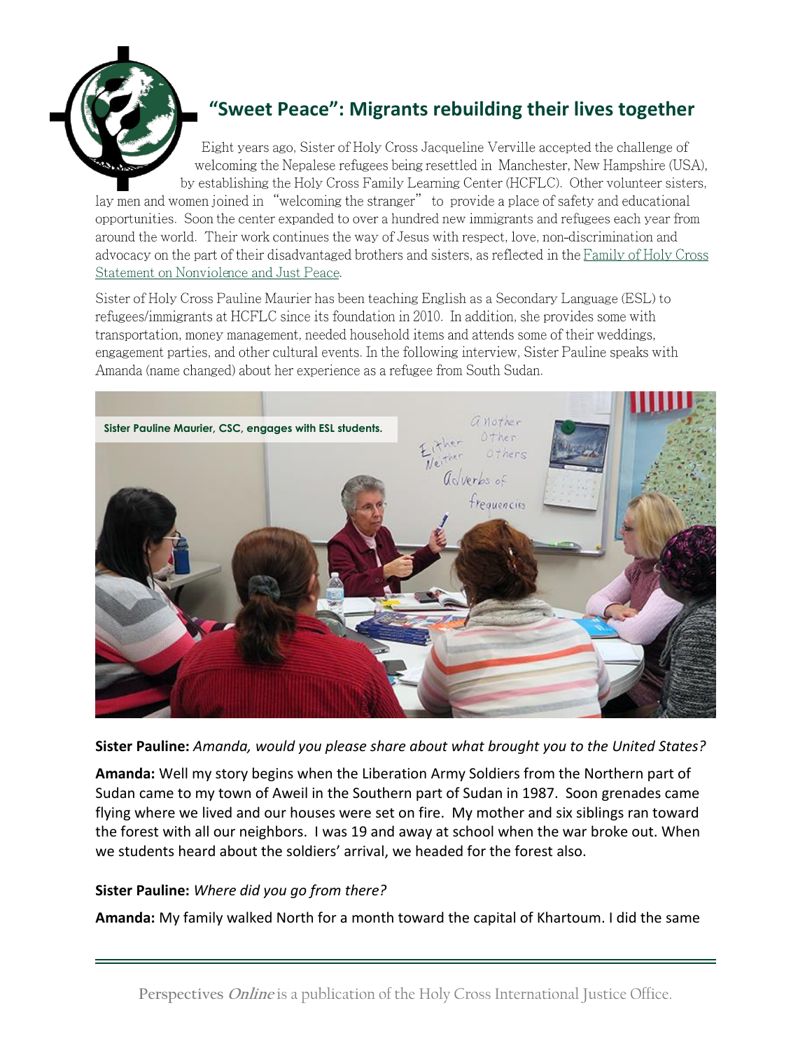# "Sweet Peace": Migrants rebuilding their lives together

Eight years ago, Sister of Holy Cross Jacqueline Verville accepted the challenge of welcoming the Nepalese refugees being resettled in Manchester, New Hampshire (USA), by establishing the Holy Cross Family Learning Center (HCFLC). Other volunteer sisters, lay men and women joined in "welcoming the stranger" to provide a place of safety and educational opportunities. Soon the center expanded to over a hundred new immigrants and refugees each year from around the world. Their work continues the way of Jesus with respect, love, non-discrimination and advocacy on the part of their disadvantaged brothers and sisters, as reflected in the Family of Holy Cross Statement on Nonviolence and Just Peace.

Sister of Holy Cross Pauline Maurier has been teaching English as a Secondary Language (ESL) to refugees/immigrants at HCFLC since its foundation in 2010. In addition, she provides some with transportation, money management, needed household items and attends some of their weddings, engagement parties, and other cultural events. In the following interview, Sister Pauline speaks with Amanda (name changed) about her experience as a refugee from South Sudan.

Sister Pauline Maurier, CSC, engages with ESL students.

**Sister Pauline:** *Amanda, would you please share about what brought you to the United States?*

**Amanda:** Well my story begins when the Liberation Army Soldiers from the Northern part of Sudan came to my town of Aweil in the Southern part of Sudan in 1987. Soon grenades came flying where we lived and our houses were set on fire. My mother and six siblings ran toward the forest with all our neighbors. I was 19 and away at school when the war broke out. When we students heard about the soldiers' arrival, we headed for the forest also.

**Sister Pauline:** *Where did you go from there?*

**Amanda:** My family walked North for a month toward the capital of Khartoum. I did the same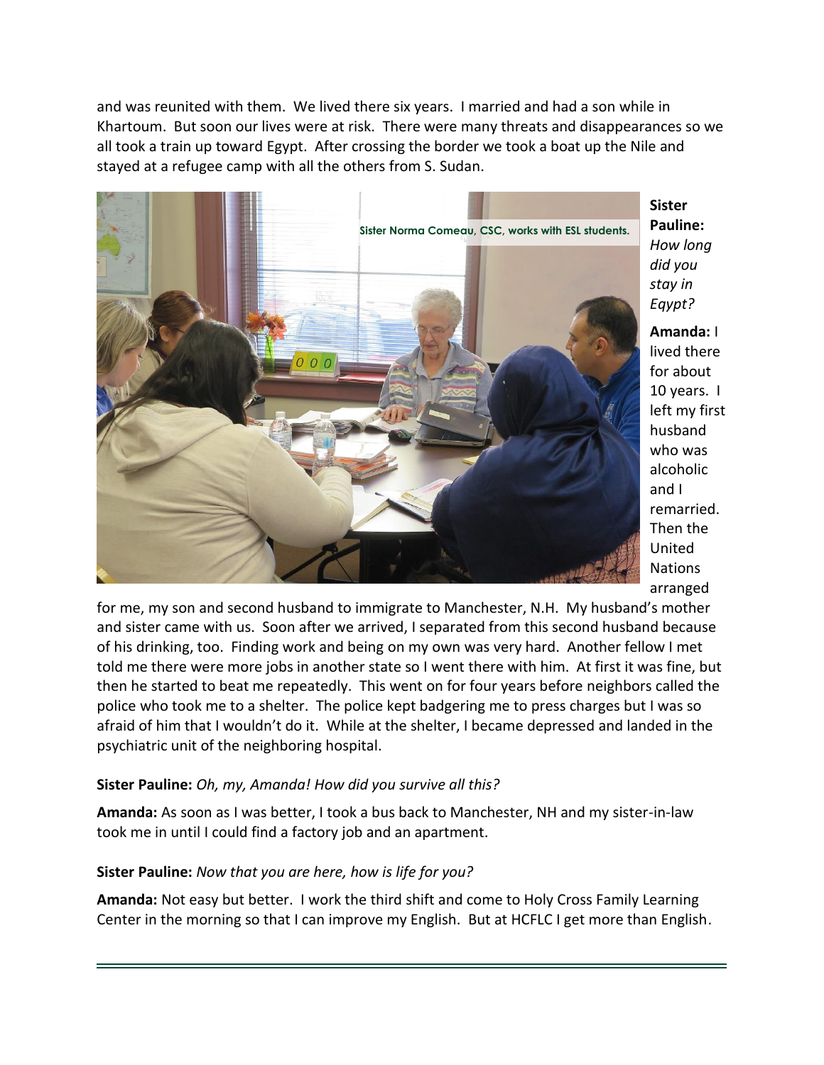and was reunited with them. We lived there six years. I married and had a son while in Khartoum. But soon our lives were at risk. There were many threats and disappearances so we all took a train up toward Egypt. After crossing the border we took a boat up the Nile and stayed at a refugee camp with all the others from S. Sudan.

Sister Norma Comeau, CSC, works with ESL students.

**Sister Pauline:** *How long did you stay in Eqypt?*

**Amanda:** I lived there for about 10 years. I left my first husband who was alcoholic and I remarried. Then the United Nations arranged for me, my son and second husband to immigrate to Manchester, N.H. My husband's mother and sister came with us. Soon after we arrived, I separated from this second husband because of his drinking, too. Finding work and being on my own was very hard. Another fellow I met told me there were more jobs in another state so I went there with him. At first it was fine, but then he started to beat me repeatedly. This went on for four years before neighbors called the police who took me to a shelter. The police kept badgering me to press charges but I was so afraid of him that I wouldn't do it. While at the shelter, I became depressed and landed in the psychiatric unit of the neighboring hospital.

**Sister Pauline:** *Oh, my, Amanda! How did you survive all this?*

**Amanda:** As soon as I was better, I took a bus back to Manchester, NH and my sister-in-law took me in until I could find a factory job and an apartment.

**Sister Pauline:** *Now that you are here, how is life for you?*

**Amanda:** Not easy but better. I work the third shift and come to Holy Cross Family Learning Center in the morning so that I can improve my English. But at HCFLC I get more than English.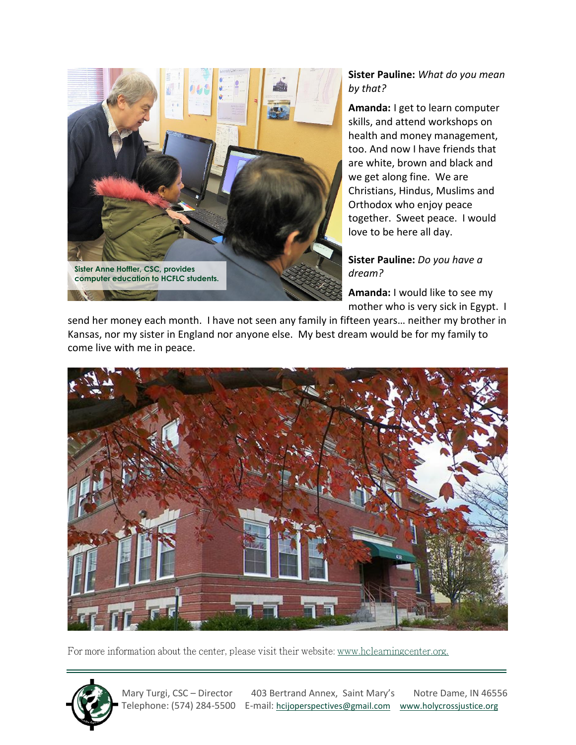Sister Anne Hoffler, CSC, provides computer education to HCFLC students.

**Sister Pauline:** *What do you mean by that?*

**Amanda:** I get to learn computer skills, and attend workshops on health and money management, too. And now I have friends that are white, brown and black and we get along fine. We are Christians, Hindus, Muslims and Orthodox who enjoy peace together. Sweet peace. I would love to be here all day.

**Sister Pauline:** *Do you have a dream?*

**Amanda:** I would like to see my mother who is very sick in Egypt. I send her money each month. I have not seen any family in fifteen years… neither my brother in Kansas, nor my sister in England nor anyone else. My best dream would be for my family to come live with me in peace.

For more information about the center, please visit their website: www.hclearningcenter.org.

Mary Turgi, CSC – Director  403 Bertrand Annex, Saint Mary's  Notre Dame, IN 46556
Telephone: (574) 284-5500  E-mail: hcijoperspectives@gmail.com  www.holycrossjustice.org